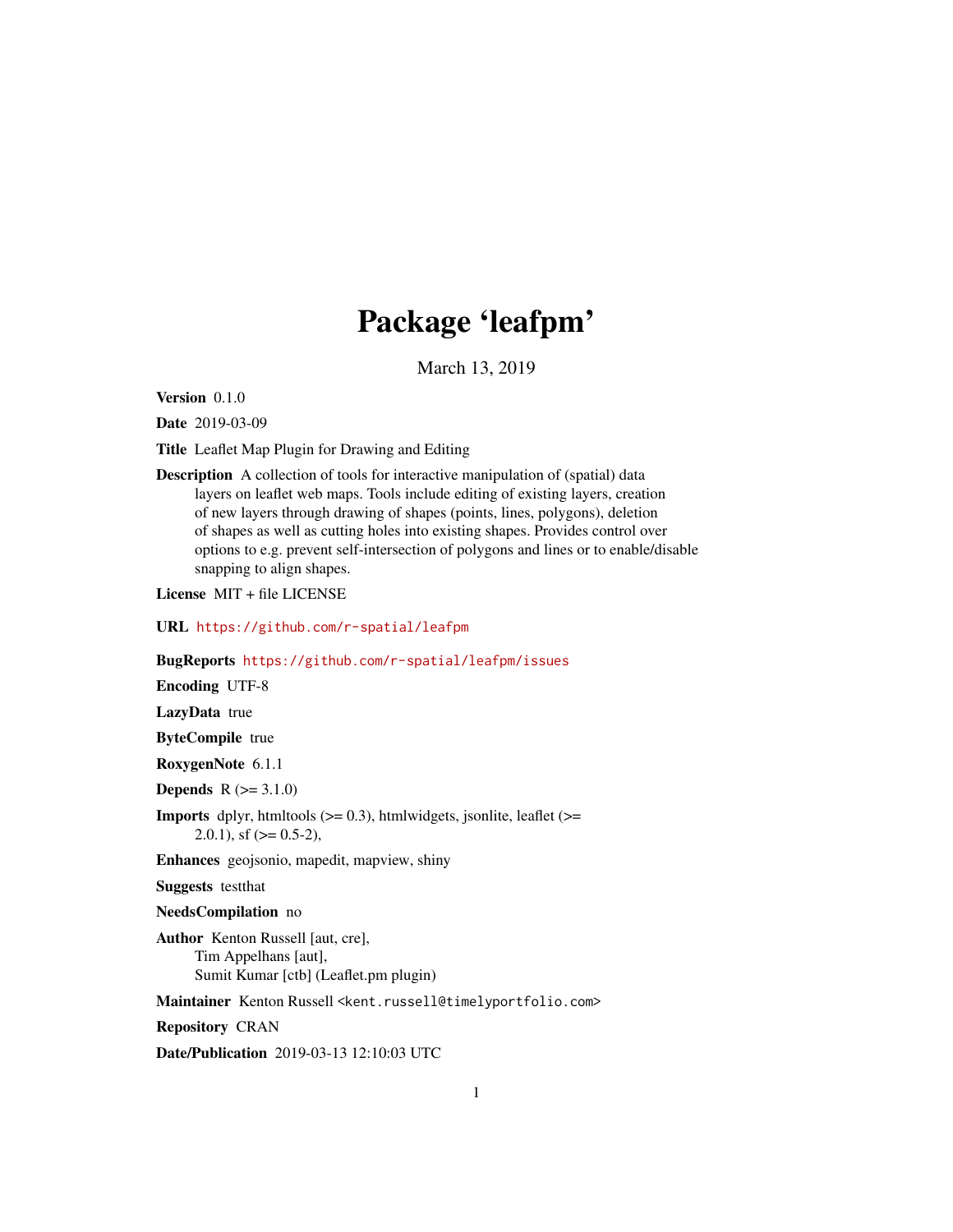# Package 'leafpm'

March 13, 2019

**Version** 0.1.0

**Date** 2019-03-09

**Title** Leaflet Map Plugin for Drawing and Editing

**Description** A collection of tools for interactive manipulation of (spatial) data layers on leaflet web maps. Tools include editing of existing layers, creation of new layers through drawing of shapes (points, lines, polygons), deletion of shapes as well as cutting holes into existing shapes. Provides control over options to e.g. prevent self-intersection of polygons and lines or to enable/disable snapping to align shapes.

**License** MIT + file LICENSE

**URL** https://github.com/r-spatial/leafpm

**BugReports** https://github.com/r-spatial/leafpm/issues

**Encoding** UTF-8

**LazyData** true

**ByteCompile** true

**RoxygenNote** 6.1.1

**Depends** R (>= 3.1.0)

**Imports** dplyr, htmltools (>= 0.3), htmlwidgets, jsonlite, leaflet (>= 2.0.1), sf (>= 0.5-2),

**Enhances** geojsonio, mapedit, mapview, shiny

**Suggests** testthat

**NeedsCompilation** no

**Author** Kenton Russell [aut, cre],
Tim Appelhans [aut],
Sumit Kumar [ctb] (Leaflet.pm plugin)

**Maintainer** Kenton Russell <kent.russell@timelyportfolio.com>

**Repository** CRAN

**Date/Publication** 2019-03-13 12:10:03 UTC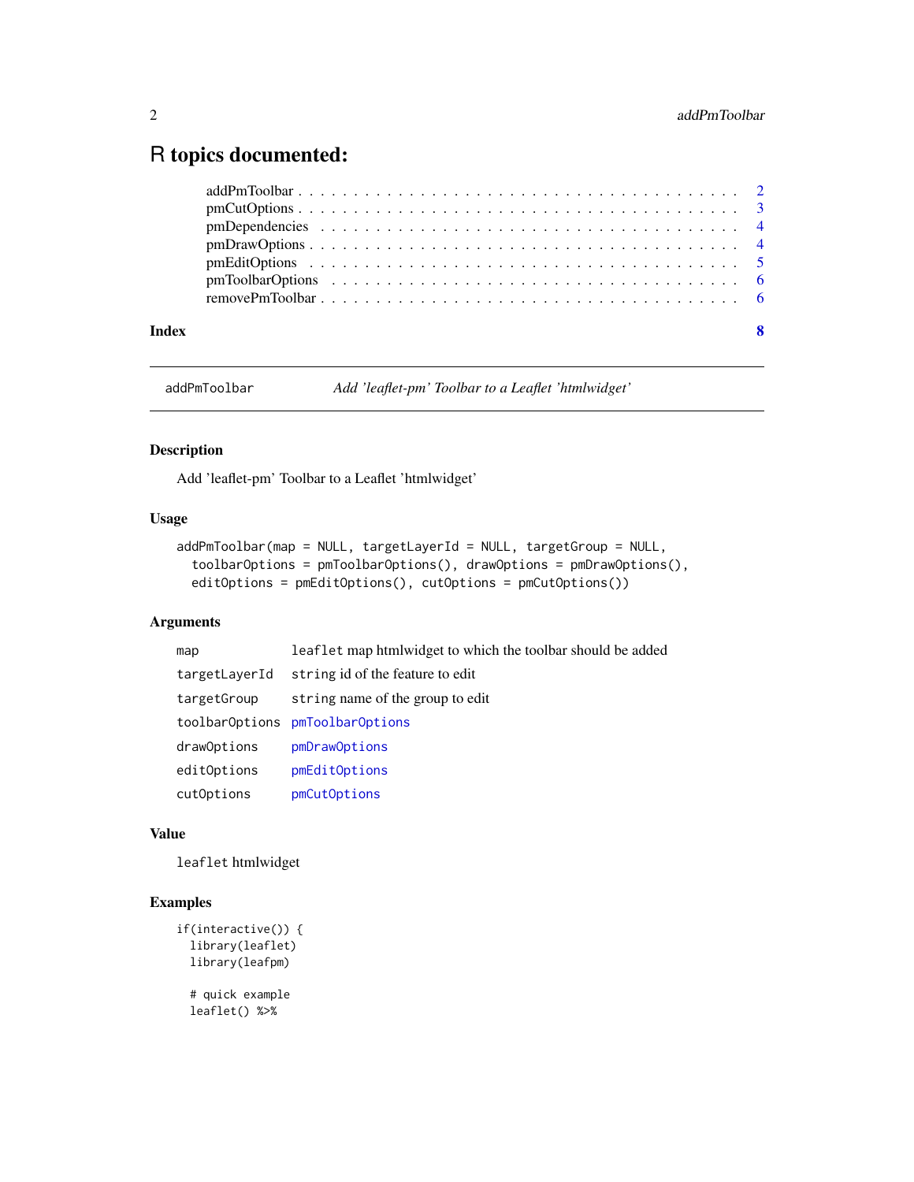# R topics documented:

| | |
|---|---|
| addPmToolbar | 2 |
| pmCutOptions | 3 |
| pmDependencies | 4 |
| pmDrawOptions | 4 |
| pmEditOptions | 5 |
| pmToolbarOptions | 6 |
| removePmToolbar | 6 |

**Index** **8**

---

`addPmToolbar` *Add 'leaflet-pm' Toolbar to a Leaflet 'htmlwidget'*

---

### Description

Add 'leaflet-pm' Toolbar to a Leaflet 'htmlwidget'

### Usage

```
addPmToolbar(map = NULL, targetLayerId = NULL, targetGroup = NULL,
  toolbarOptions = pmToolbarOptions(), drawOptions = pmDrawOptions(),
  editOptions = pmEditOptions(), cutOptions = pmCutOptions())
```

### Arguments

| | |
|---|---|
| `map` | `leaflet` map htmlwidget to which the toolbar should be added |
| `targetLayerId` | `string` id of the feature to edit |
| `targetGroup` | `string` name of the group to edit |
| `toolbarOptions` | `pmToolbarOptions` |
| `drawOptions` | `pmDrawOptions` |
| `editOptions` | `pmEditOptions` |
| `cutOptions` | `pmCutOptions` |

### Value

`leaflet` htmlwidget

### Examples

```
if(interactive()) {
  library(leaflet)
  library(leafpm)

  # quick example
  leaflet() %>%
```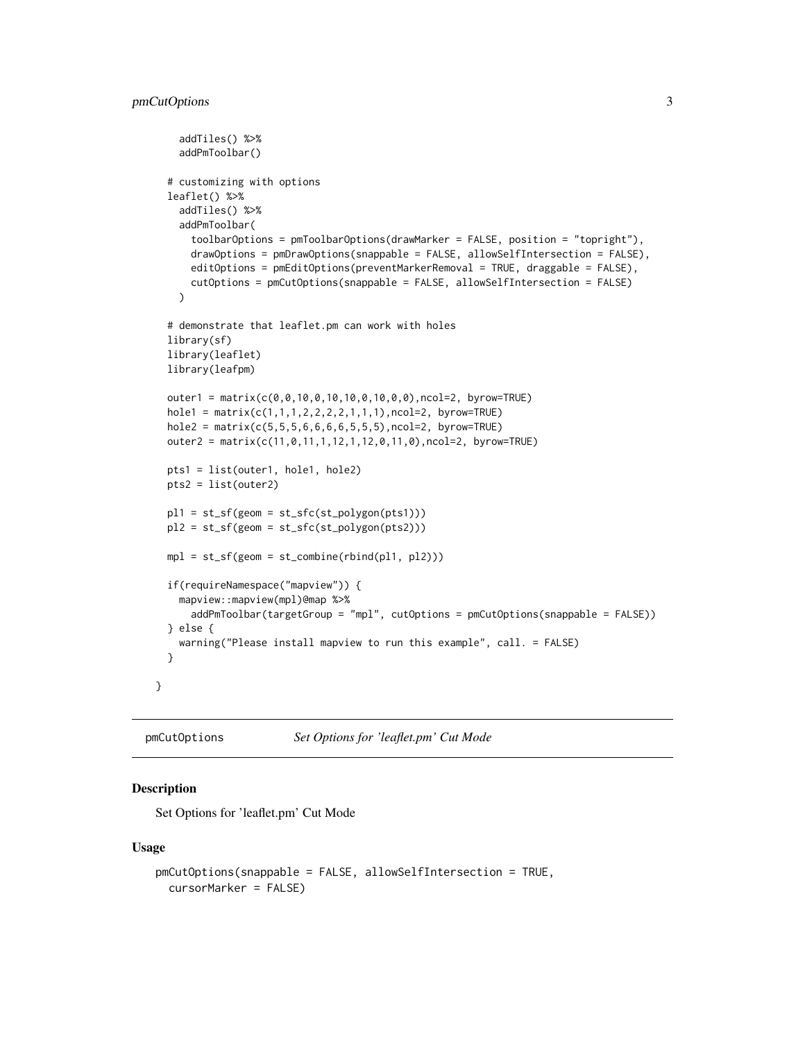```
    addTiles() %>%
    addPmToolbar()

  # customizing with options
  leaflet() %>%
    addTiles() %>%
    addPmToolbar(
      toolbarOptions = pmToolbarOptions(drawMarker = FALSE, position = "topright"),
      drawOptions = pmDrawOptions(snappable = FALSE, allowSelfIntersection = FALSE),
      editOptions = pmEditOptions(preventMarkerRemoval = TRUE, draggable = FALSE),
      cutOptions = pmCutOptions(snappable = FALSE, allowSelfIntersection = FALSE)
    )

  # demonstrate that leaflet.pm can work with holes
  library(sf)
  library(leaflet)
  library(leafpm)

  outer1 = matrix(c(0,0,10,0,10,10,0,10,0,0),ncol=2, byrow=TRUE)
  hole1 = matrix(c(1,1,1,2,2,2,2,1,1,1),ncol=2, byrow=TRUE)
  hole2 = matrix(c(5,5,5,6,6,6,6,5,5,5),ncol=2, byrow=TRUE)
  outer2 = matrix(c(11,0,11,1,12,1,12,0,11,0),ncol=2, byrow=TRUE)

  pts1 = list(outer1, hole1, hole2)
  pts2 = list(outer2)

  pl1 = st_sf(geom = st_sfc(st_polygon(pts1)))
  pl2 = st_sf(geom = st_sfc(st_polygon(pts2)))

  mpl = st_sf(geom = st_combine(rbind(pl1, pl2)))

  if(requireNamespace("mapview")) {
    mapview::mapview(mpl)@map %>%
      addPmToolbar(targetGroup = "mpl", cutOptions = pmCutOptions(snappable = FALSE))
  } else {
    warning("Please install mapview to run this example", call. = FALSE)
  }

}
```

## pmCutOptions — *Set Options for 'leaflet.pm' Cut Mode*

### Description

Set Options for 'leaflet.pm' Cut Mode

### Usage

```
pmCutOptions(snappable = FALSE, allowSelfIntersection = TRUE,
  cursorMarker = FALSE)
```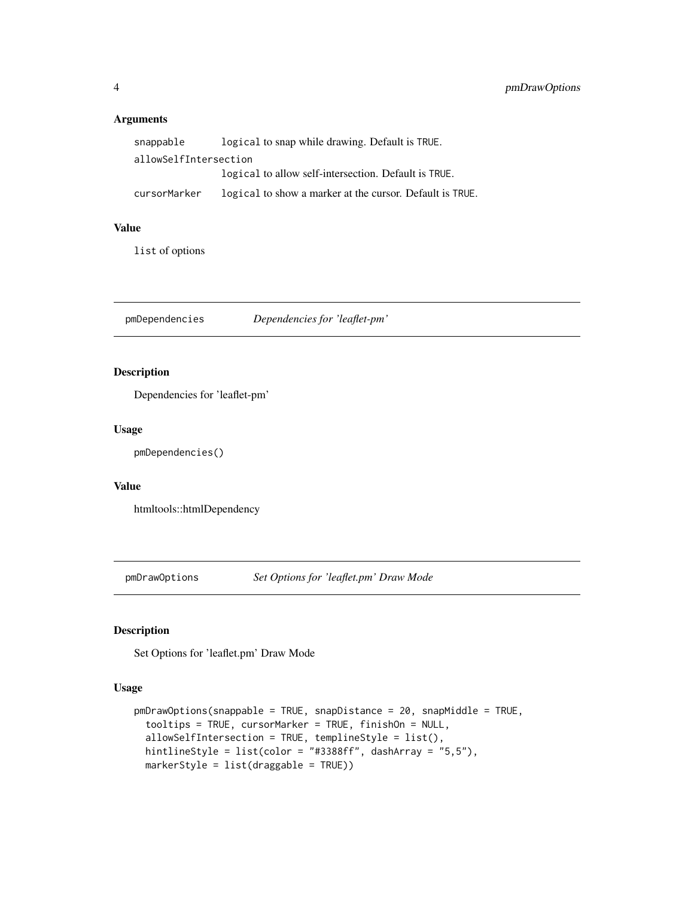### Arguments

| | |
|---|---|
| snappable | `logical` to snap while drawing. Default is `TRUE`. |
| allowSelfIntersection | `logical` to allow self-intersection. Default is `TRUE`. |
| cursorMarker | `logical` to show a marker at the cursor. Default is `TRUE`. |

### Value

`list` of options

## pmDependencies — *Dependencies for 'leaflet-pm'*

### Description

Dependencies for 'leaflet-pm'

### Usage

```
pmDependencies()
```

### Value

htmltools::htmlDependency

## pmDrawOptions — *Set Options for 'leaflet.pm' Draw Mode*

### Description

Set Options for 'leaflet.pm' Draw Mode

### Usage

```
pmDrawOptions(snappable = TRUE, snapDistance = 20, snapMiddle = TRUE,
  tooltips = TRUE, cursorMarker = TRUE, finishOn = NULL,
  allowSelfIntersection = TRUE, templineStyle = list(),
  hintlineStyle = list(color = "#3388ff", dashArray = "5,5"),
  markerStyle = list(draggable = TRUE))
```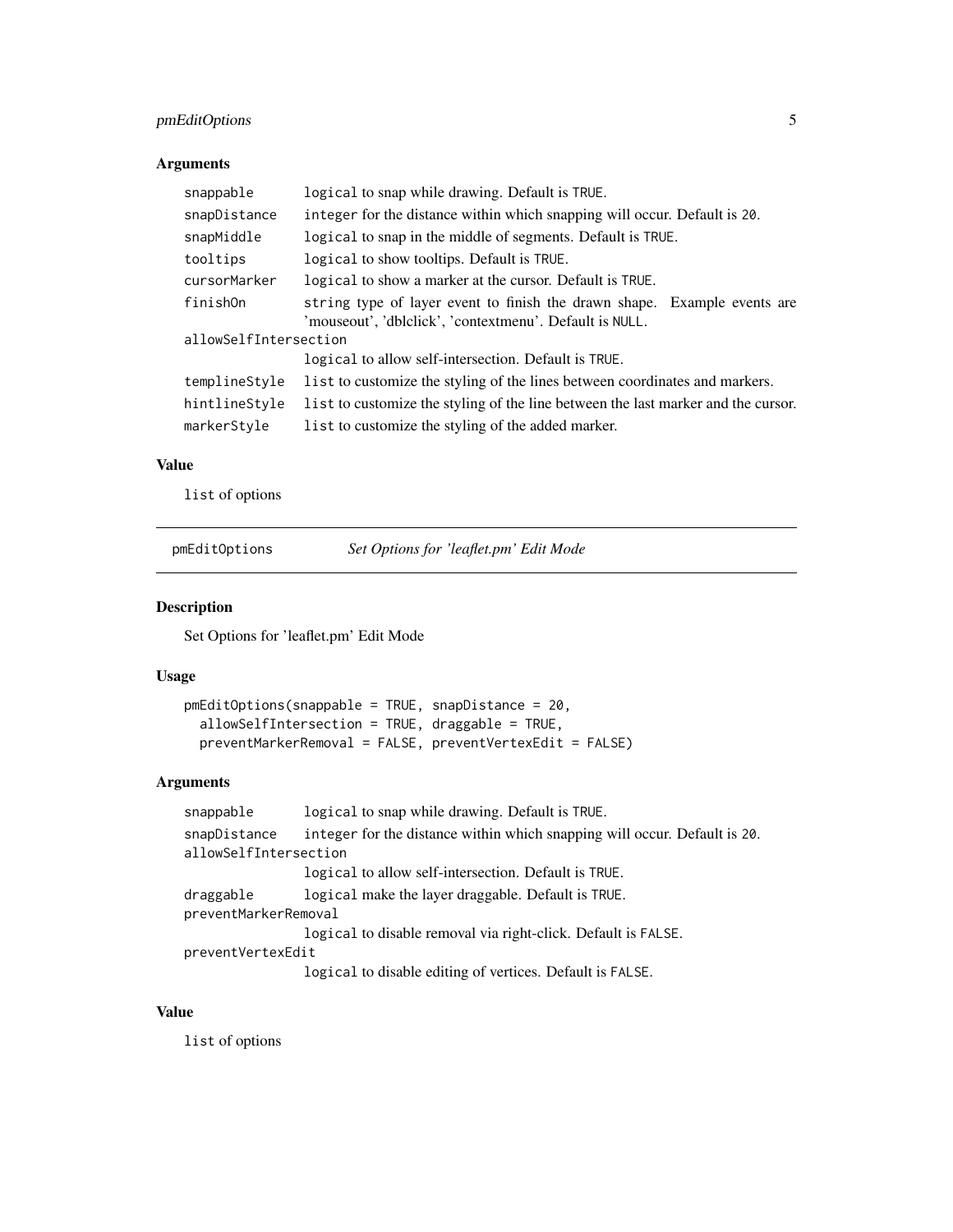## Arguments

| | |
|---|---|
| snappable | logical to snap while drawing. Default is TRUE. |
| snapDistance | integer for the distance within which snapping will occur. Default is 20. |
| snapMiddle | logical to snap in the middle of segments. Default is TRUE. |
| tooltips | logical to show tooltips. Default is TRUE. |
| cursorMarker | logical to show a marker at the cursor. Default is TRUE. |
| finishOn | string type of layer event to finish the drawn shape. Example events are 'mouseout', 'dblclick', 'contextmenu'. Default is NULL. |
| allowSelfIntersection | logical to allow self-intersection. Default is TRUE. |
| templineStyle | list to customize the styling of the lines between coordinates and markers. |
| hintlineStyle | list to customize the styling of the line between the last marker and the cursor. |
| markerStyle | list to customize the styling of the added marker. |

## Value

list of options

---

# pmEditOptions — *Set Options for 'leaflet.pm' Edit Mode*

## Description

Set Options for 'leaflet.pm' Edit Mode

## Usage

```
pmEditOptions(snappable = TRUE, snapDistance = 20,
  allowSelfIntersection = TRUE, draggable = TRUE,
  preventMarkerRemoval = FALSE, preventVertexEdit = FALSE)
```

## Arguments

| | |
|---|---|
| snappable | logical to snap while drawing. Default is TRUE. |
| snapDistance | integer for the distance within which snapping will occur. Default is 20. |
| allowSelfIntersection | logical to allow self-intersection. Default is TRUE. |
| draggable | logical make the layer draggable. Default is TRUE. |
| preventMarkerRemoval | logical to disable removal via right-click. Default is FALSE. |
| preventVertexEdit | logical to disable editing of vertices. Default is FALSE. |

## Value

list of options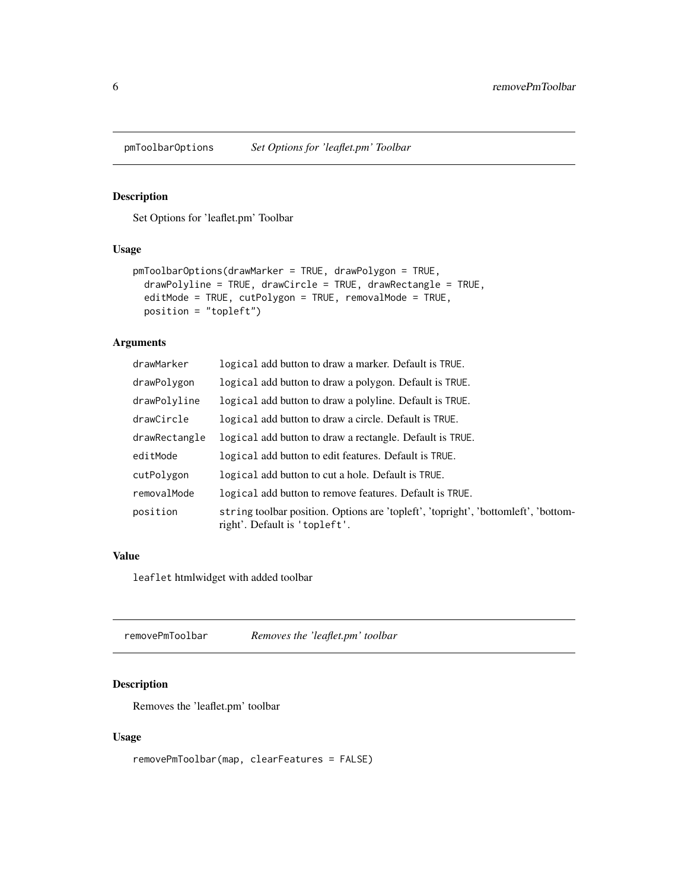## pmToolbarOptions — *Set Options for 'leaflet.pm' Toolbar*

### Description

Set Options for 'leaflet.pm' Toolbar

### Usage

```
pmToolbarOptions(drawMarker = TRUE, drawPolygon = TRUE,
  drawPolyline = TRUE, drawCircle = TRUE, drawRectangle = TRUE,
  editMode = TRUE, cutPolygon = TRUE, removalMode = TRUE,
  position = "topleft")
```

### Arguments

| | |
|---|---|
| drawMarker | `logical` add button to draw a marker. Default is `TRUE`. |
| drawPolygon | `logical` add button to draw a polygon. Default is `TRUE`. |
| drawPolyline | `logical` add button to draw a polyline. Default is `TRUE`. |
| drawCircle | `logical` add button to draw a circle. Default is `TRUE`. |
| drawRectangle | `logical` add button to draw a rectangle. Default is `TRUE`. |
| editMode | `logical` add button to edit features. Default is `TRUE`. |
| cutPolygon | `logical` add button to cut a hole. Default is `TRUE`. |
| removalMode | `logical` add button to remove features. Default is `TRUE`. |
| position | `string` toolbar position. Options are 'topleft', 'topright', 'bottomleft', 'bottomright'. Default is `'topleft'`. |

### Value

`leaflet` htmlwidget with added toolbar

## removePmToolbar — *Removes the 'leaflet.pm' toolbar*

### Description

Removes the 'leaflet.pm' toolbar

### Usage

```
removePmToolbar(map, clearFeatures = FALSE)
```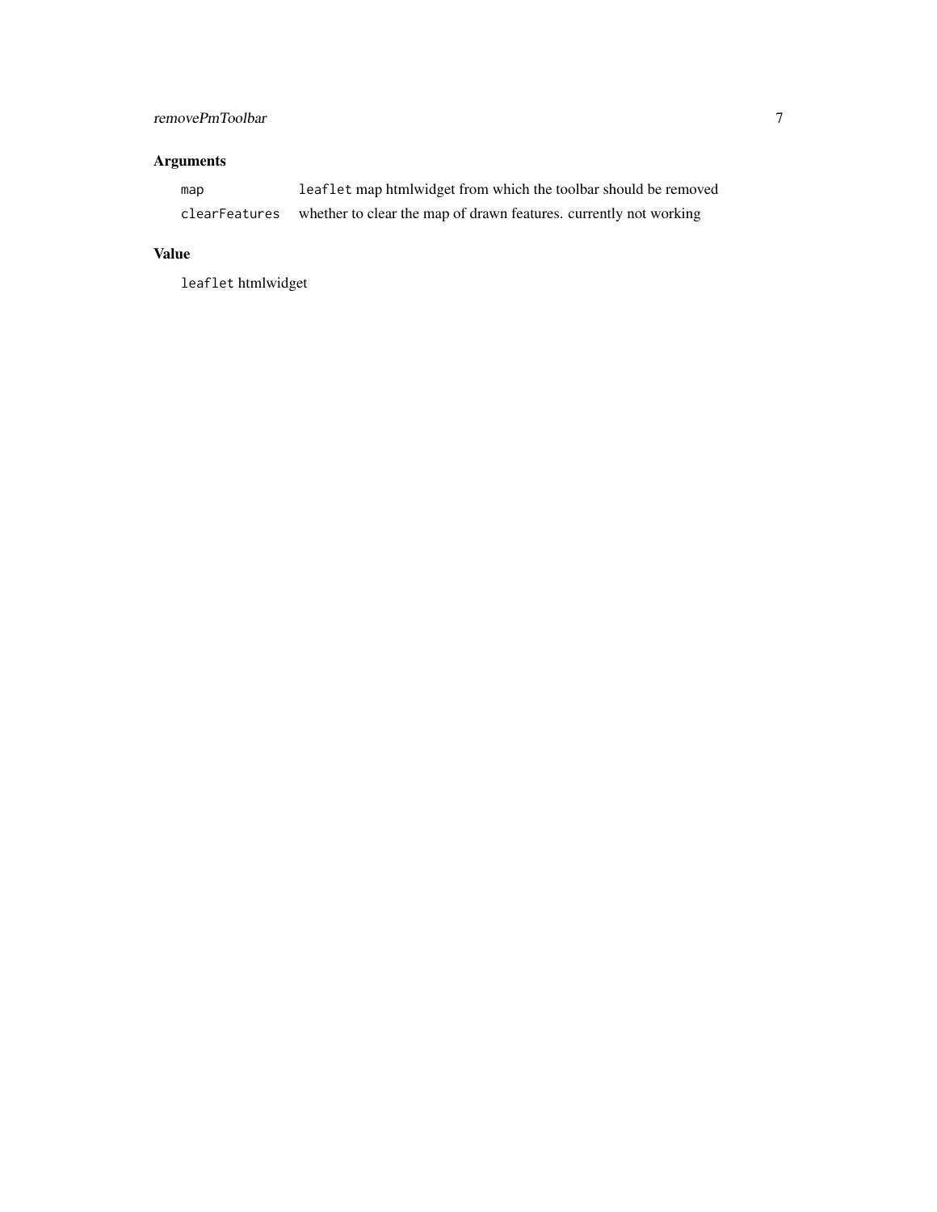## Arguments

| | |
|---|---|
| `map` | `leaflet` map htmlwidget from which the toolbar should be removed |
| `clearFeatures` | whether to clear the map of drawn features. currently not working |

## Value

`leaflet` htmlwidget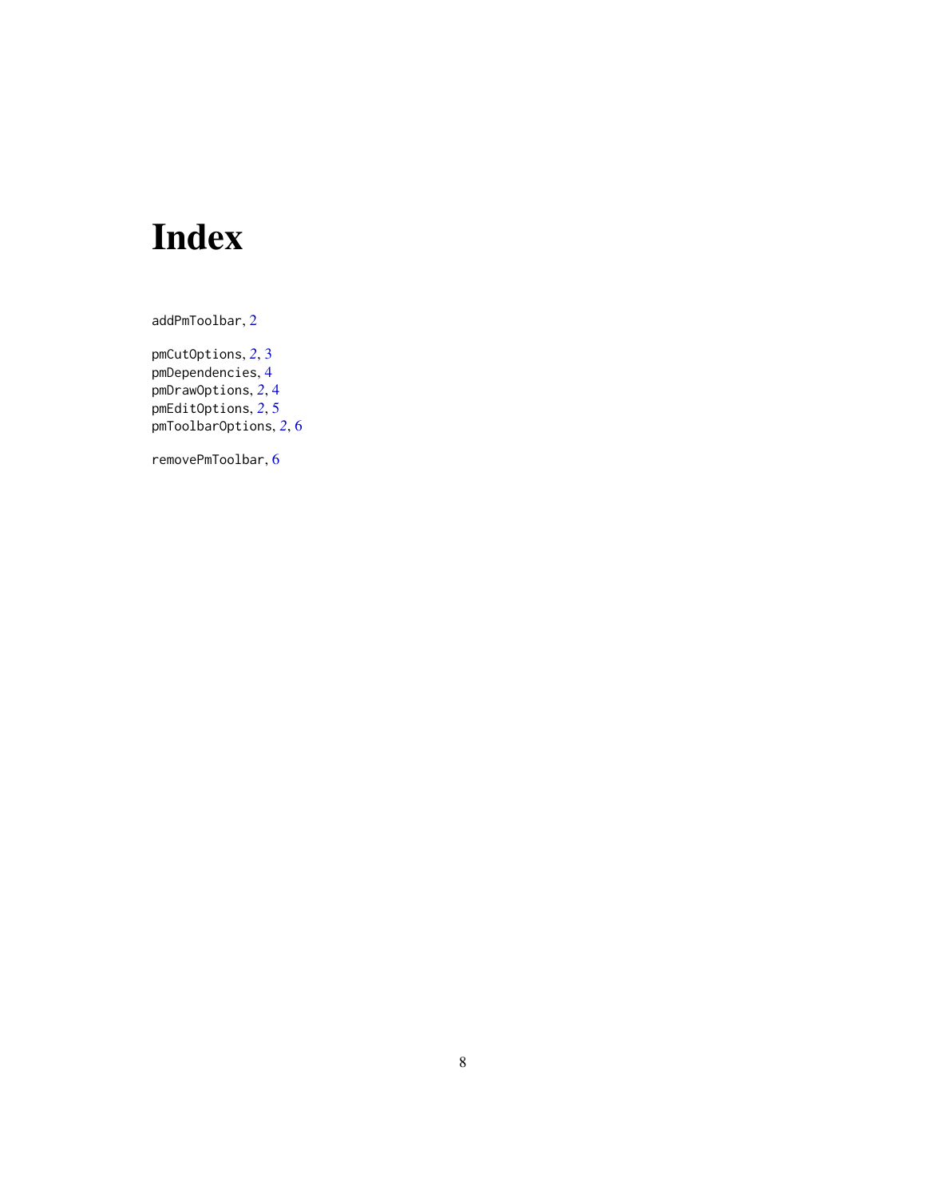# Index

addPmToolbar, 2

pmCutOptions, *2*, 3
pmDependencies, 4
pmDrawOptions, *2*, 4
pmEditOptions, *2*, 5
pmToolbarOptions, *2*, 6

removePmToolbar, 6